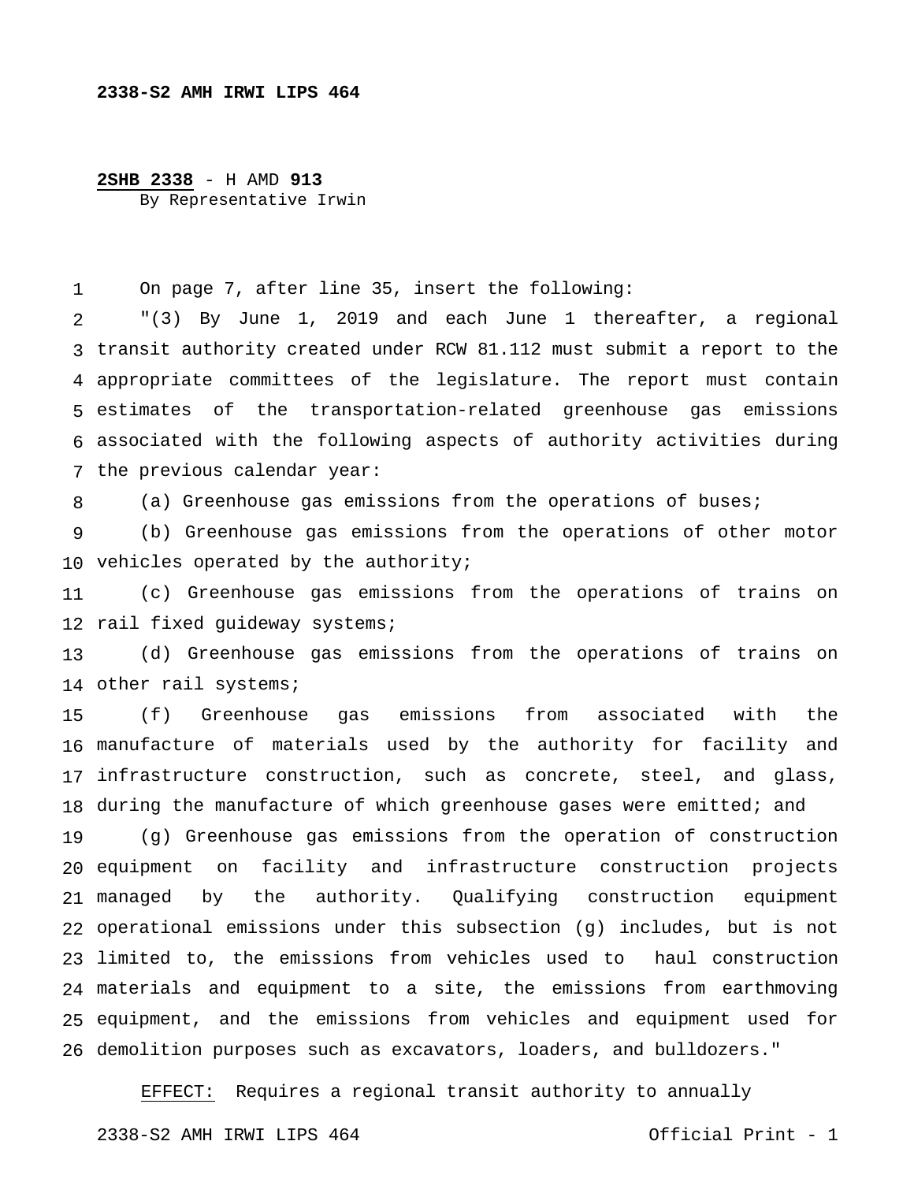**2338-S2 AMH IRWI LIPS 464**

**2SHB 2338** - H AMD **913**
By Representative Irwin

On page 7, after line 35, insert the following:

"(3) By June 1, 2019 and each June 1 thereafter, a regional transit authority created under RCW 81.112 must submit a report to the appropriate committees of the legislature. The report must contain estimates of the transportation-related greenhouse gas emissions associated with the following aspects of authority activities during the previous calendar year:

(a) Greenhouse gas emissions from the operations of buses;

(b) Greenhouse gas emissions from the operations of other motor vehicles operated by the authority;

(c) Greenhouse gas emissions from the operations of trains on rail fixed guideway systems;

(d) Greenhouse gas emissions from the operations of trains on other rail systems;

(f) Greenhouse gas emissions from associated with the manufacture of materials used by the authority for facility and infrastructure construction, such as concrete, steel, and glass, during the manufacture of which greenhouse gases were emitted; and

(g) Greenhouse gas emissions from the operation of construction equipment on facility and infrastructure construction projects managed by the authority. Qualifying construction equipment operational emissions under this subsection (g) includes, but is not limited to, the emissions from vehicles used to haul construction materials and equipment to a site, the emissions from earthmoving equipment, and the emissions from vehicles and equipment used for demolition purposes such as excavators, loaders, and bulldozers."

EFFECT: Requires a regional transit authority to annually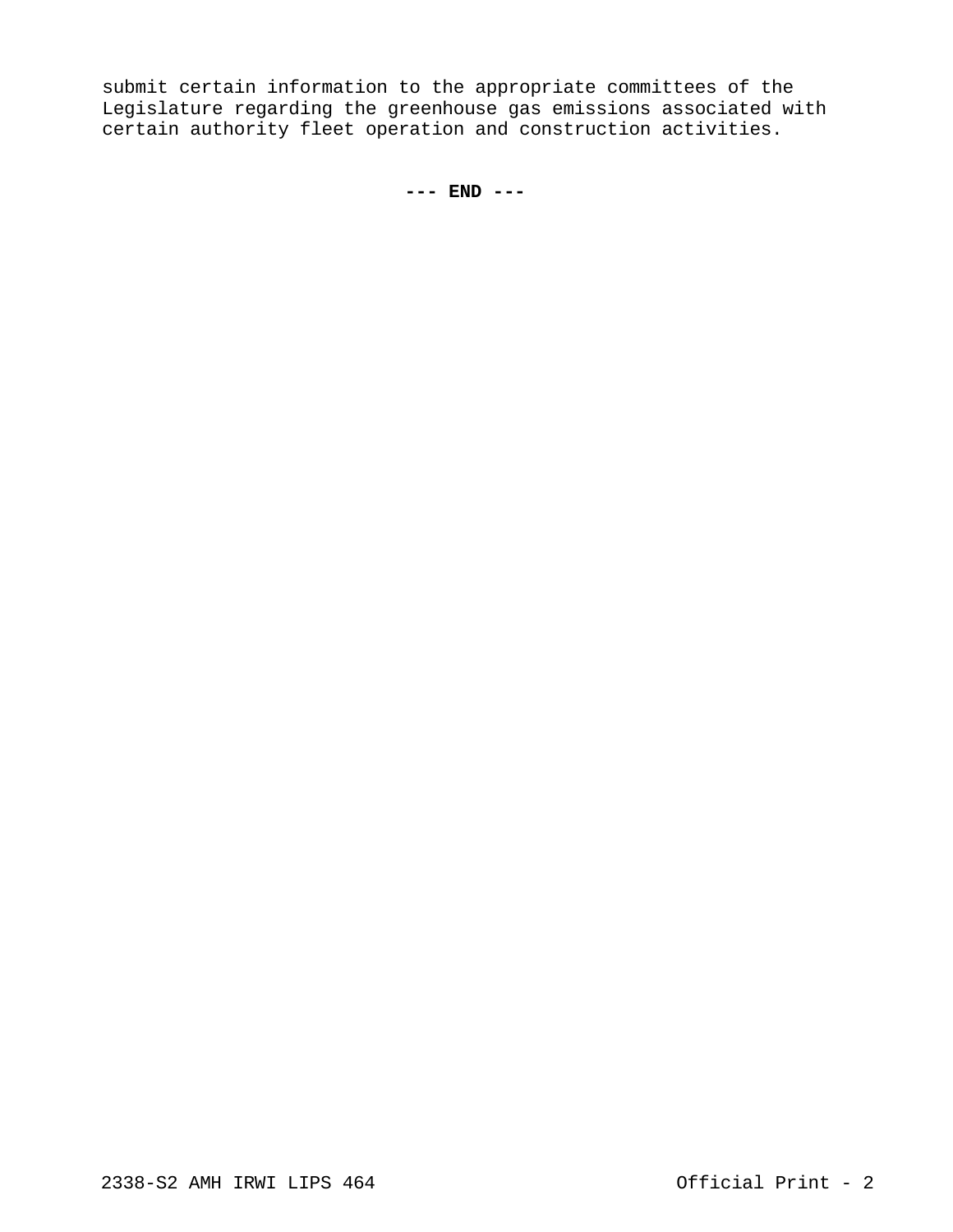submit certain information to the appropriate committees of the Legislature regarding the greenhouse gas emissions associated with certain authority fleet operation and construction activities.

**--- END ---**